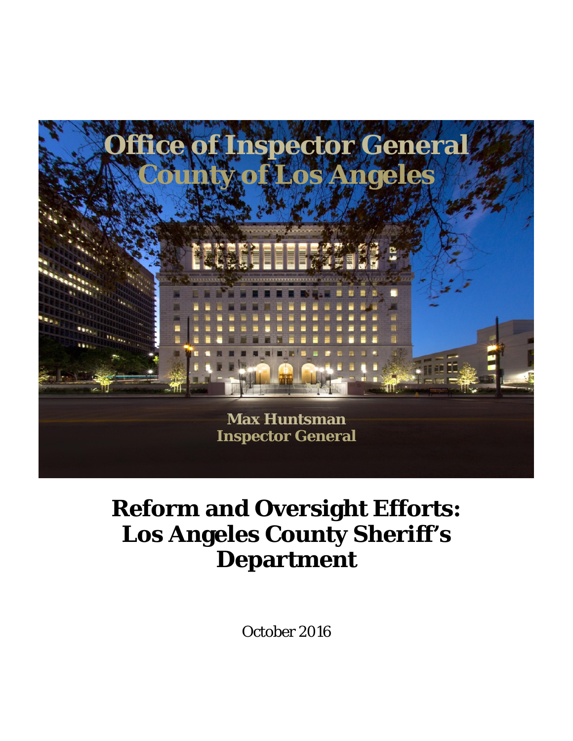# Office of Inspector General
# County of Los Angeles

**Max Huntsman**
**Inspector General**

# Reform and Oversight Efforts: Los Angeles County Sheriff's Department

October 2016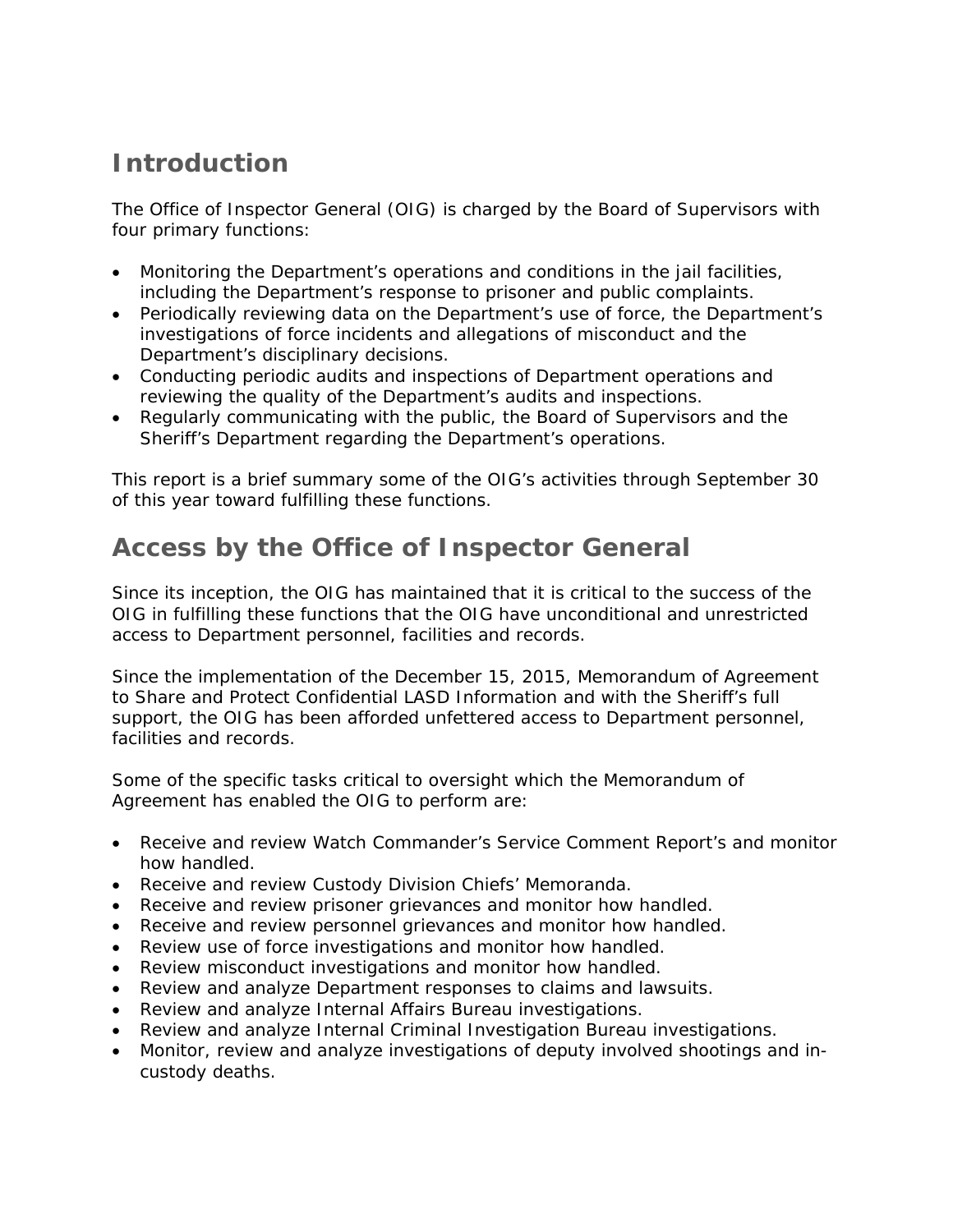## Introduction

The Office of Inspector General (OIG) is charged by the Board of Supervisors with four primary functions:

- Monitoring the Department's operations and conditions in the jail facilities, including the Department's response to prisoner and public complaints.
- Periodically reviewing data on the Department's use of force, the Department's investigations of force incidents and allegations of misconduct and the Department's disciplinary decisions.
- Conducting periodic audits and inspections of Department operations and reviewing the quality of the Department's audits and inspections.
- Regularly communicating with the public, the Board of Supervisors and the Sheriff's Department regarding the Department's operations.

This report is a brief summary some of the OIG's activities through September 30 of this year toward fulfilling these functions.

## Access by the Office of Inspector General

Since its inception, the OIG has maintained that it is critical to the success of the OIG in fulfilling these functions that the OIG have unconditional and unrestricted access to Department personnel, facilities and records.

Since the implementation of the December 15, 2015, Memorandum of Agreement to Share and Protect Confidential LASD Information and with the Sheriff's full support, the OIG has been afforded unfettered access to Department personnel, facilities and records.

Some of the specific tasks critical to oversight which the Memorandum of Agreement has enabled the OIG to perform are:

- Receive and review Watch Commander's Service Comment Report's and monitor how handled.
- Receive and review Custody Division Chiefs' Memoranda.
- Receive and review prisoner grievances and monitor how handled.
- Receive and review personnel grievances and monitor how handled.
- Review use of force investigations and monitor how handled.
- Review misconduct investigations and monitor how handled.
- Review and analyze Department responses to claims and lawsuits.
- Review and analyze Internal Affairs Bureau investigations.
- Review and analyze Internal Criminal Investigation Bureau investigations.
- Monitor, review and analyze investigations of deputy involved shootings and in-custody deaths.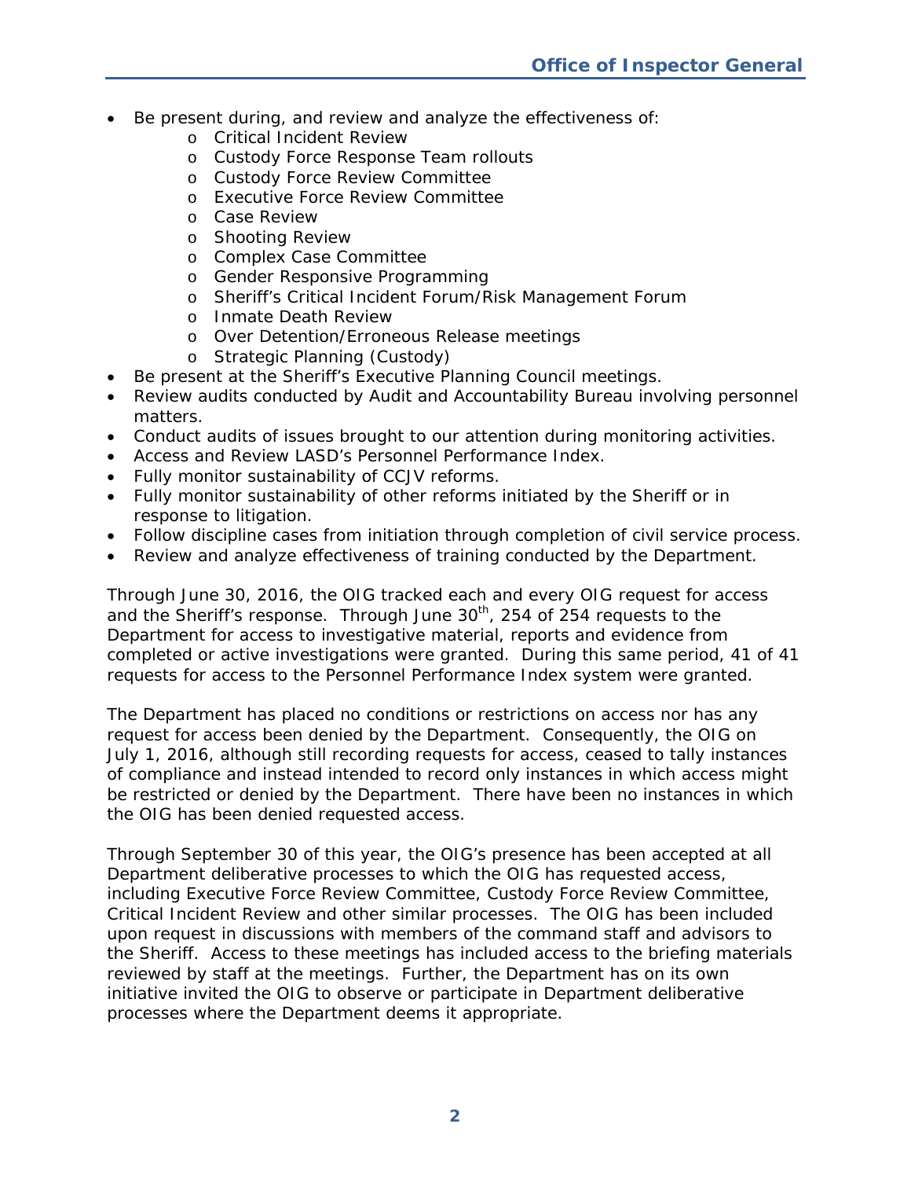- Be present during, and review and analyze the effectiveness of:
    - Critical Incident Review
    - Custody Force Response Team rollouts
    - Custody Force Review Committee
    - Executive Force Review Committee
    - Case Review
    - Shooting Review
    - Complex Case Committee
    - Gender Responsive Programming
    - Sheriff's Critical Incident Forum/Risk Management Forum
    - Inmate Death Review
    - Over Detention/Erroneous Release meetings
    - Strategic Planning (Custody)
- Be present at the Sheriff's Executive Planning Council meetings.
- Review audits conducted by Audit and Accountability Bureau involving personnel matters.
- Conduct audits of issues brought to our attention during monitoring activities.
- Access and Review LASD's Personnel Performance Index.
- Fully monitor sustainability of CCJV reforms.
- Fully monitor sustainability of other reforms initiated by the Sheriff or in response to litigation.
- Follow discipline cases from initiation through completion of civil service process.
- Review and analyze effectiveness of training conducted by the Department.

Through June 30, 2016, the OIG tracked each and every OIG request for access and the Sheriff's response. Through June 30th, 254 of 254 requests to the Department for access to investigative material, reports and evidence from completed or active investigations were granted. During this same period, 41 of 41 requests for access to the Personnel Performance Index system were granted.

The Department has placed no conditions or restrictions on access nor has any request for access been denied by the Department. Consequently, the OIG on July 1, 2016, although still recording requests for access, ceased to tally instances of compliance and instead intended to record only instances in which access might be restricted or denied by the Department. There have been no instances in which the OIG has been denied requested access.

Through September 30 of this year, the OIG's presence has been accepted at all Department deliberative processes to which the OIG has requested access, including Executive Force Review Committee, Custody Force Review Committee, Critical Incident Review and other similar processes. The OIG has been included upon request in discussions with members of the command staff and advisors to the Sheriff. Access to these meetings has included access to the briefing materials reviewed by staff at the meetings. Further, the Department has on its own initiative invited the OIG to observe or participate in Department deliberative processes where the Department deems it appropriate.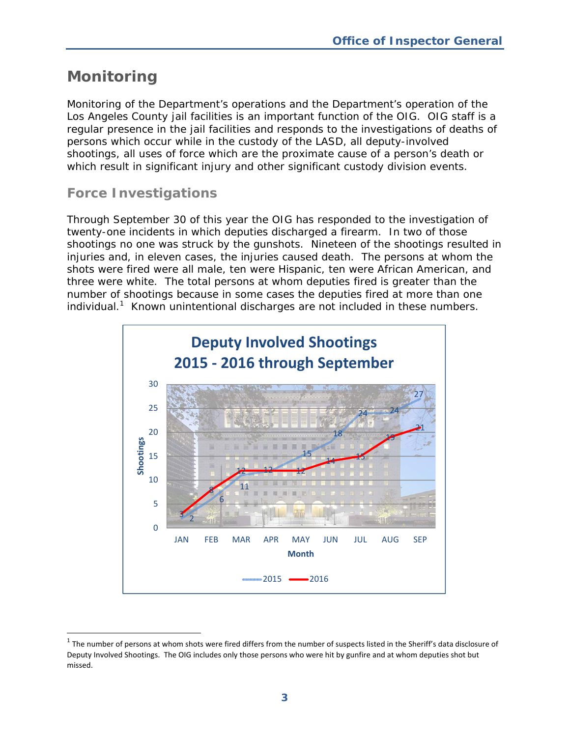# Monitoring

Monitoring of the Department's operations and the Department's operation of the Los Angeles County jail facilities is an important function of the OIG. OIG staff is a regular presence in the jail facilities and responds to the investigations of deaths of persons which occur while in the custody of the LASD, all deputy-involved shootings, all uses of force which are the proximate cause of a person's death or which result in significant injury and other significant custody division events.

## Force Investigations

Through September 30 of this year the OIG has responded to the investigation of twenty-one incidents in which deputies discharged a firearm. In two of those shootings no one was struck by the gunshots. Nineteen of the shootings resulted in injuries and, in eleven cases, the injuries caused death. The persons at whom the shots were fired were all male, ten were Hispanic, ten were African American, and three were white. The total persons at whom deputies fired is greater than the number of shootings because in some cases the deputies fired at more than one individual.[1] Known unintentional discharges are not included in these numbers.

**Deputy Involved Shootings 2015 - 2016 through September**

| Month | 2015 | 2016 |
| --- | --- | --- |
| JAN | 2 | 3 |
| FEB | 6 | 8 |
| MAR | 11 | 12 |
| APR | 12 | 12 |
| MAY | 15 | 12 |
| JUN | 18 | 14 |
| JUL | 24 | 15 |
| AUG | 24 | 19 |
| SEP | 27 | 21 |

[1] The number of persons at whom shots were fired differs from the number of suspects listed in the Sheriff's data disclosure of Deputy Involved Shootings. The OIG includes only those persons who were hit by gunfire and at whom deputies shot but missed.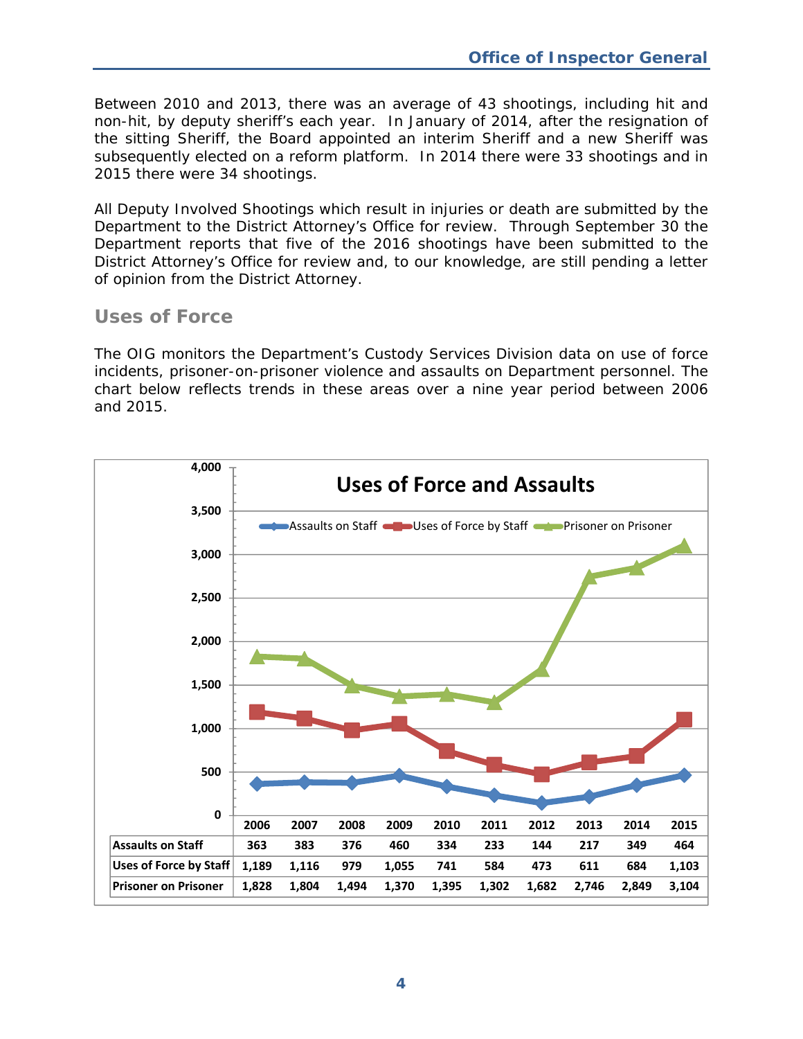Between 2010 and 2013, there was an average of 43 shootings, including hit and non-hit, by deputy sheriff's each year. In January of 2014, after the resignation of the sitting Sheriff, the Board appointed an interim Sheriff and a new Sheriff was subsequently elected on a reform platform. In 2014 there were 33 shootings and in 2015 there were 34 shootings.

All Deputy Involved Shootings which result in injuries or death are submitted by the Department to the District Attorney's Office for review. Through September 30 the Department reports that five of the 2016 shootings have been submitted to the District Attorney's Office for review and, to our knowledge, are still pending a letter of opinion from the District Attorney.

## Uses of Force

The OIG monitors the Department's Custody Services Division data on use of force incidents, prisoner-on-prisoner violence and assaults on Department personnel. The chart below reflects trends in these areas over a nine year period between 2006 and 2015.

**Uses of Force and Assaults**

| | 2006 | 2007 | 2008 | 2009 | 2010 | 2011 | 2012 | 2013 | 2014 | 2015 |
|---|---|---|---|---|---|---|---|---|---|---|
| Assaults on Staff | 363 | 383 | 376 | 460 | 334 | 233 | 144 | 217 | 349 | 464 |
| Uses of Force by Staff | 1,189 | 1,116 | 979 | 1,055 | 741 | 584 | 473 | 611 | 684 | 1,103 |
| Prisoner on Prisoner | 1,828 | 1,804 | 1,494 | 1,370 | 1,395 | 1,302 | 1,682 | 2,746 | 2,849 | 3,104 |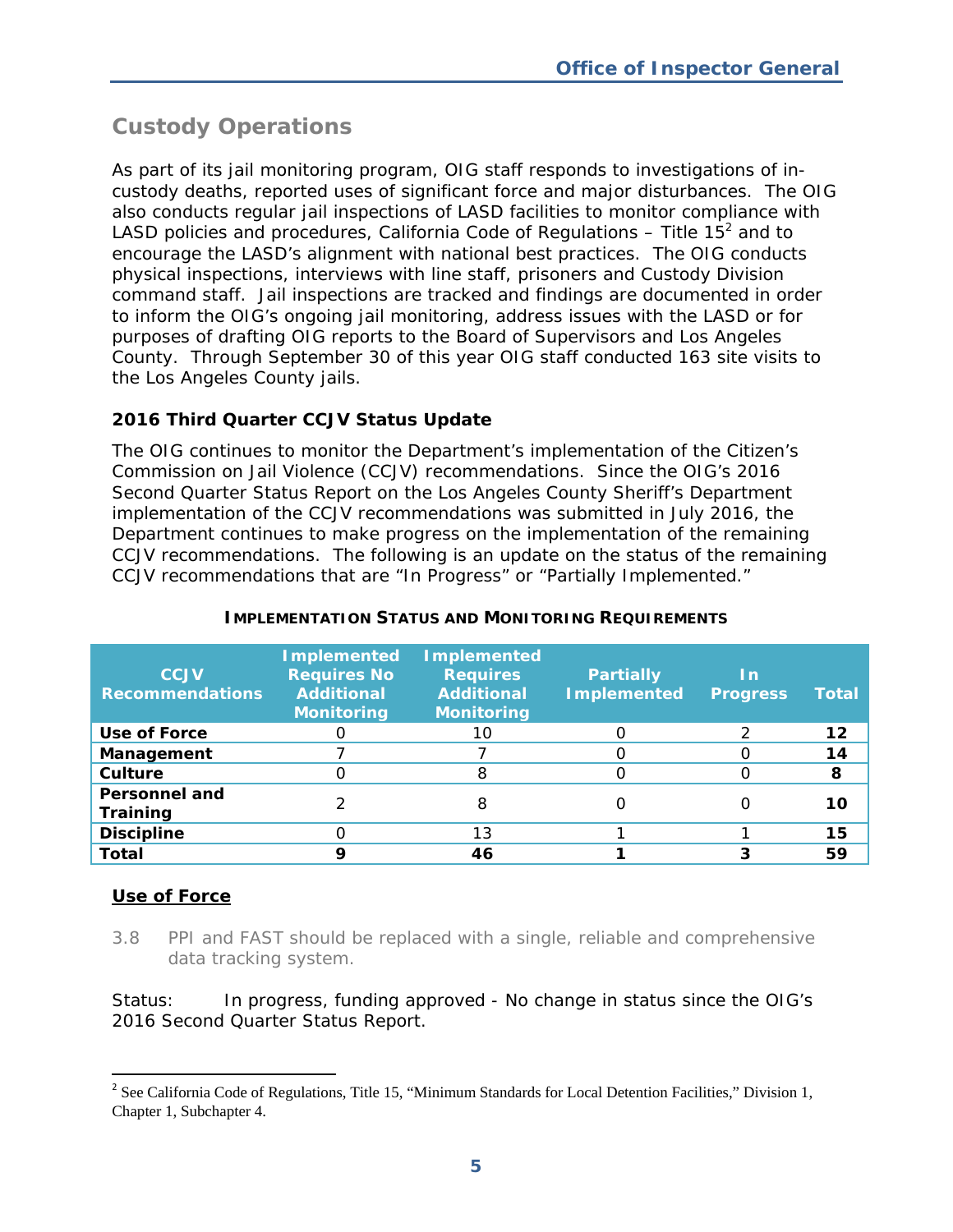## Custody Operations

As part of its jail monitoring program, OIG staff responds to investigations of in-custody deaths, reported uses of significant force and major disturbances. The OIG also conducts regular jail inspections of LASD facilities to monitor compliance with LASD policies and procedures, California Code of Regulations – Title 15[2] and to encourage the LASD's alignment with national best practices. The OIG conducts physical inspections, interviews with line staff, prisoners and Custody Division command staff. Jail inspections are tracked and findings are documented in order to inform the OIG's ongoing jail monitoring, address issues with the LASD or for purposes of drafting OIG reports to the Board of Supervisors and Los Angeles County. Through September 30 of this year OIG staff conducted 163 site visits to the Los Angeles County jails.

### 2016 Third Quarter CCJV Status Update

The OIG continues to monitor the Department's implementation of the Citizen's Commission on Jail Violence (CCJV) recommendations. Since the OIG's 2016 Second Quarter Status Report on the Los Angeles County Sheriff's Department implementation of the CCJV recommendations was submitted in July 2016, the Department continues to make progress on the implementation of the remaining CCJV recommendations. The following is an update on the status of the remaining CCJV recommendations that are "In Progress" or "Partially Implemented."

**IMPLEMENTATION STATUS AND MONITORING REQUIREMENTS**

| CCJV Recommendations | Implemented Requires No Additional Monitoring | Implemented Requires Additional Monitoring | Partially Implemented | In Progress | Total |
|---|---|---|---|---|---|
| **Use of Force** | 0 | 10 | 0 | 2 | **12** |
| **Management** | 7 | 7 | 0 | 0 | **14** |
| **Culture** | 0 | 8 | 0 | 0 | **8** |
| **Personnel and Training** | 2 | 8 | 0 | 0 | **10** |
| **Discipline** | 0 | 13 | 1 | 1 | **15** |
| **Total** | **9** | **46** | **1** | **3** | **59** |

**<u>Use of Force</u>**

3.8 PPI and FAST should be replaced with a single, reliable and comprehensive data tracking system.

Status: In progress, funding approved - No change in status since the OIG's 2016 Second Quarter Status Report.

[2] See California Code of Regulations, Title 15, "Minimum Standards for Local Detention Facilities," Division 1, Chapter 1, Subchapter 4.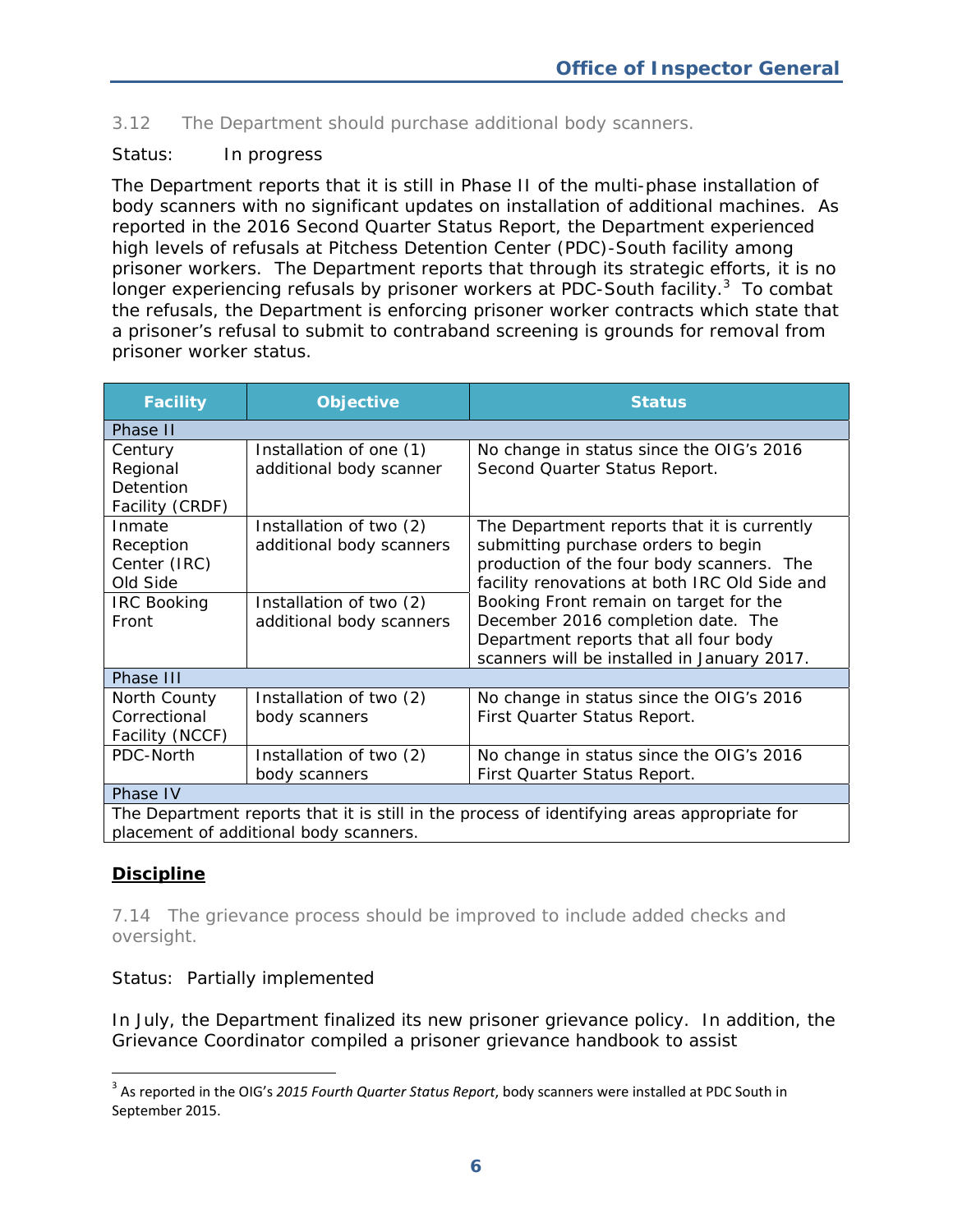3.12 The Department should purchase additional body scanners.

Status: In progress

The Department reports that it is still in Phase II of the multi-phase installation of body scanners with no significant updates on installation of additional machines. As reported in the 2016 Second Quarter Status Report, the Department experienced high levels of refusals at Pitchess Detention Center (PDC)-South facility among prisoner workers. The Department reports that through its strategic efforts, it is no longer experiencing refusals by prisoner workers at PDC-South facility.[3] To combat the refusals, the Department is enforcing prisoner worker contracts which state that a prisoner's refusal to submit to contraband screening is grounds for removal from prisoner worker status.

| Facility | Objective | Status |
|---|---|---|
| Phase II | | |
| Century Regional Detention Facility (CRDF) | Installation of one (1) additional body scanner | No change in status since the OIG's 2016 Second Quarter Status Report. |
| Inmate Reception Center (IRC) Old Side | Installation of two (2) additional body scanners | The Department reports that it is currently submitting purchase orders to begin production of the four body scanners. The facility renovations at both IRC Old Side and Booking Front remain on target for the December 2016 completion date. The Department reports that all four body scanners will be installed in January 2017. |
| IRC Booking Front | Installation of two (2) additional body scanners | |
| Phase III | | |
| North County Correctional Facility (NCCF) | Installation of two (2) body scanners | No change in status since the OIG's 2016 First Quarter Status Report. |
| PDC-North | Installation of two (2) body scanners | No change in status since the OIG's 2016 First Quarter Status Report. |
| Phase IV | | |
| The Department reports that it is still in the process of identifying areas appropriate for placement of additional body scanners. | | |

## Discipline

7.14 The grievance process should be improved to include added checks and oversight.

Status: Partially implemented

In July, the Department finalized its new prisoner grievance policy. In addition, the Grievance Coordinator compiled a prisoner grievance handbook to assist

[3] As reported in the OIG's *2015 Fourth Quarter Status Report*, body scanners were installed at PDC South in September 2015.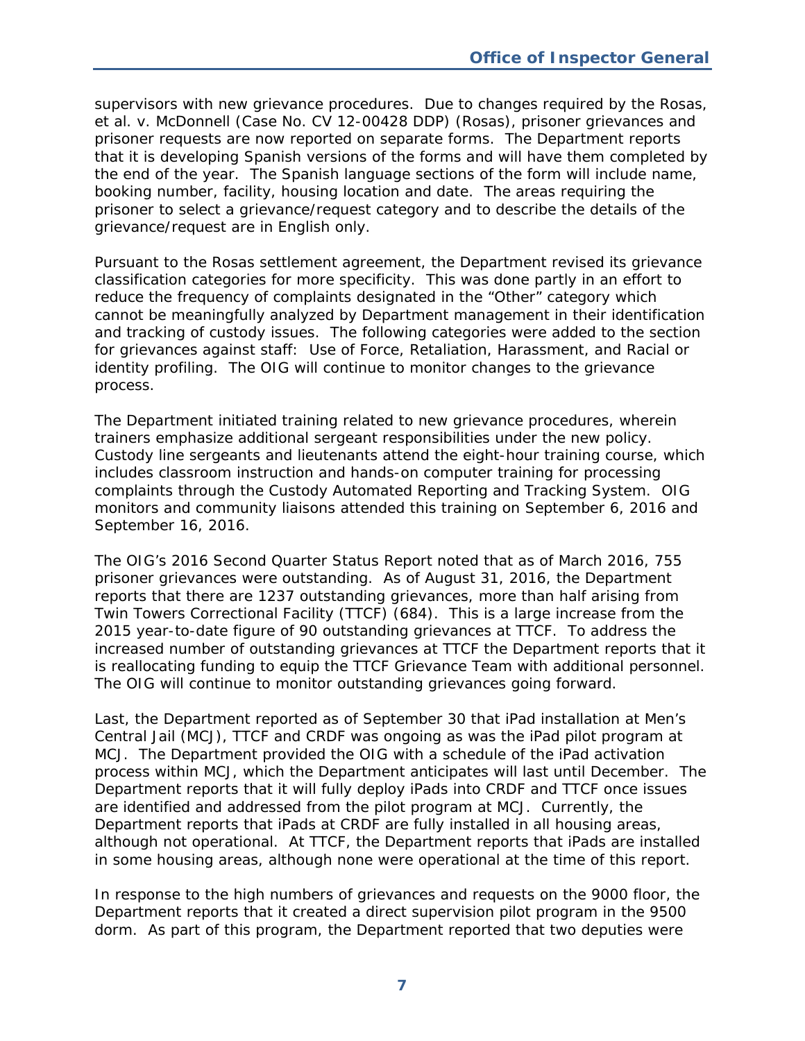supervisors with new grievance procedures. Due to changes required by the Rosas, et al. v. McDonnell (Case No. CV 12-00428 DDP) (Rosas), prisoner grievances and prisoner requests are now reported on separate forms. The Department reports that it is developing Spanish versions of the forms and will have them completed by the end of the year. The Spanish language sections of the form will include name, booking number, facility, housing location and date. The areas requiring the prisoner to select a grievance/request category and to describe the details of the grievance/request are in English only.

Pursuant to the Rosas settlement agreement, the Department revised its grievance classification categories for more specificity. This was done partly in an effort to reduce the frequency of complaints designated in the "Other" category which cannot be meaningfully analyzed by Department management in their identification and tracking of custody issues. The following categories were added to the section for grievances against staff: Use of Force, Retaliation, Harassment, and Racial or identity profiling. The OIG will continue to monitor changes to the grievance process.

The Department initiated training related to new grievance procedures, wherein trainers emphasize additional sergeant responsibilities under the new policy. Custody line sergeants and lieutenants attend the eight-hour training course, which includes classroom instruction and hands-on computer training for processing complaints through the Custody Automated Reporting and Tracking System. OIG monitors and community liaisons attended this training on September 6, 2016 and September 16, 2016.

The OIG's 2016 Second Quarter Status Report noted that as of March 2016, 755 prisoner grievances were outstanding. As of August 31, 2016, the Department reports that there are 1237 outstanding grievances, more than half arising from Twin Towers Correctional Facility (TTCF) (684). This is a large increase from the 2015 year-to-date figure of 90 outstanding grievances at TTCF. To address the increased number of outstanding grievances at TTCF the Department reports that it is reallocating funding to equip the TTCF Grievance Team with additional personnel. The OIG will continue to monitor outstanding grievances going forward.

Last, the Department reported as of September 30 that iPad installation at Men's Central Jail (MCJ), TTCF and CRDF was ongoing as was the iPad pilot program at MCJ. The Department provided the OIG with a schedule of the iPad activation process within MCJ, which the Department anticipates will last until December. The Department reports that it will fully deploy iPads into CRDF and TTCF once issues are identified and addressed from the pilot program at MCJ. Currently, the Department reports that iPads at CRDF are fully installed in all housing areas, although not operational. At TTCF, the Department reports that iPads are installed in some housing areas, although none were operational at the time of this report.

In response to the high numbers of grievances and requests on the 9000 floor, the Department reports that it created a direct supervision pilot program in the 9500 dorm. As part of this program, the Department reported that two deputies were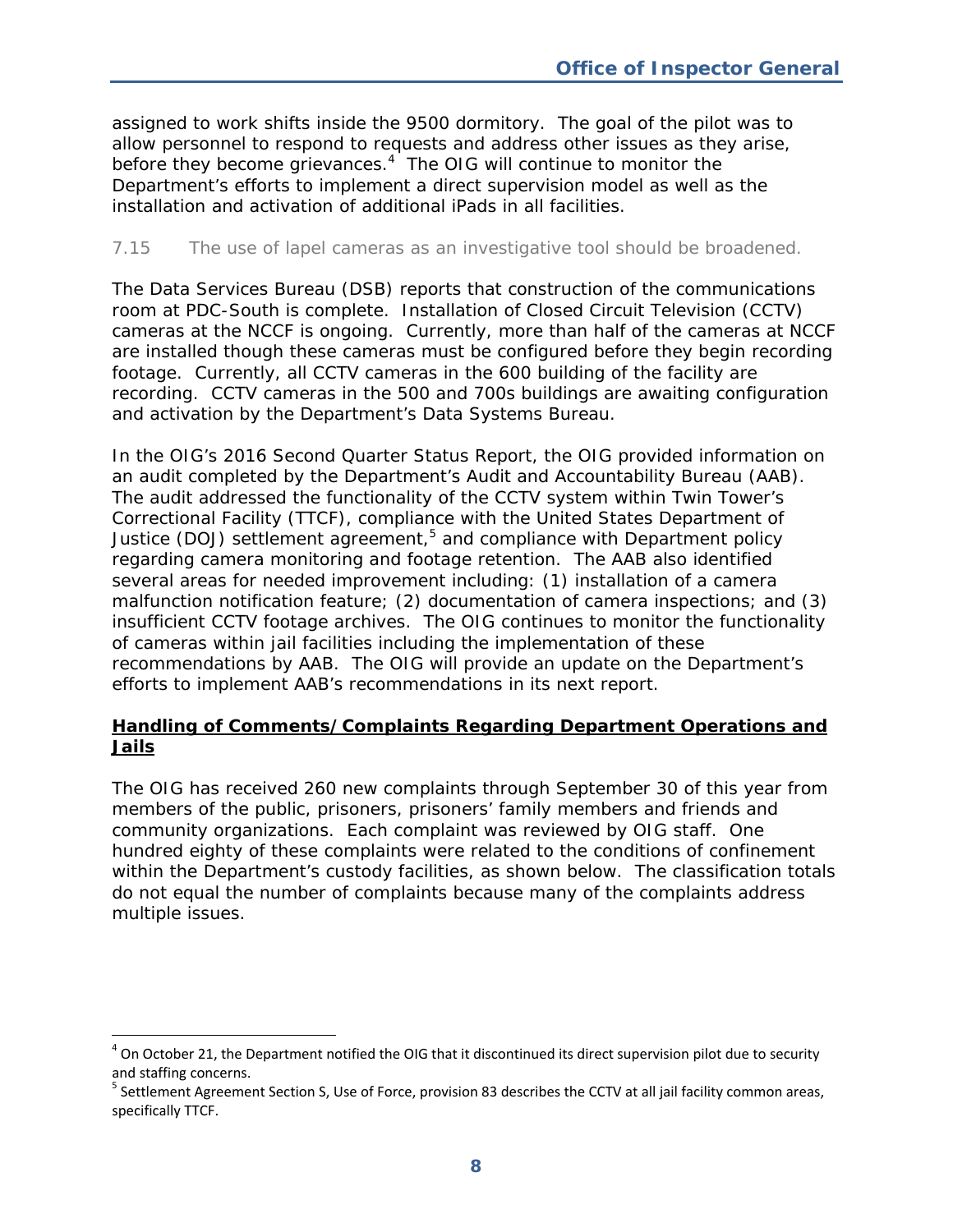assigned to work shifts inside the 9500 dormitory. The goal of the pilot was to allow personnel to respond to requests and address other issues as they arise, before they become grievances.[4] The OIG will continue to monitor the Department's efforts to implement a direct supervision model as well as the installation and activation of additional iPads in all facilities.

7.15 The use of lapel cameras as an investigative tool should be broadened.

The Data Services Bureau (DSB) reports that construction of the communications room at PDC-South is complete. Installation of Closed Circuit Television (CCTV) cameras at the NCCF is ongoing. Currently, more than half of the cameras at NCCF are installed though these cameras must be configured before they begin recording footage. Currently, all CCTV cameras in the 600 building of the facility are recording. CCTV cameras in the 500 and 700s buildings are awaiting configuration and activation by the Department's Data Systems Bureau.

In the OIG's 2016 Second Quarter Status Report, the OIG provided information on an audit completed by the Department's Audit and Accountability Bureau (AAB). The audit addressed the functionality of the CCTV system within Twin Tower's Correctional Facility (TTCF), compliance with the United States Department of Justice (DOJ) settlement agreement,[5] and compliance with Department policy regarding camera monitoring and footage retention. The AAB also identified several areas for needed improvement including: (1) installation of a camera malfunction notification feature; (2) documentation of camera inspections; and (3) insufficient CCTV footage archives. The OIG continues to monitor the functionality of cameras within jail facilities including the implementation of these recommendations by AAB. The OIG will provide an update on the Department's efforts to implement AAB's recommendations in its next report.

**Handling of Comments/Complaints Regarding Department Operations and Jails**

The OIG has received 260 new complaints through September 30 of this year from members of the public, prisoners, prisoners' family members and friends and community organizations. Each complaint was reviewed by OIG staff. One hundred eighty of these complaints were related to the conditions of confinement within the Department's custody facilities, as shown below. The classification totals do not equal the number of complaints because many of the complaints address multiple issues.

---

[4] On October 21, the Department notified the OIG that it discontinued its direct supervision pilot due to security and staffing concerns.

[5] Settlement Agreement Section S, Use of Force, provision 83 describes the CCTV at all jail facility common areas, specifically TTCF.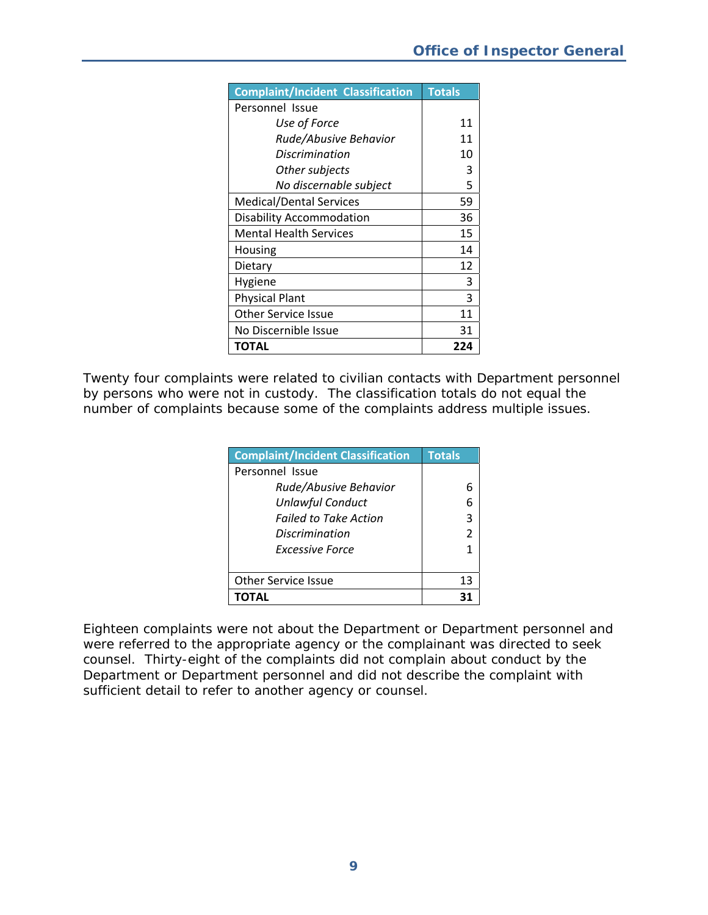| Complaint/Incident Classification | Totals |
|---|---|
| Personnel Issue | |
| *Use of Force* | 11 |
| *Rude/Abusive Behavior* | 11 |
| *Discrimination* | 10 |
| *Other subjects* | 3 |
| *No discernable subject* | 5 |
| Medical/Dental Services | 59 |
| Disability Accommodation | 36 |
| Mental Health Services | 15 |
| Housing | 14 |
| Dietary | 12 |
| Hygiene | 3 |
| Physical Plant | 3 |
| Other Service Issue | 11 |
| No Discernible Issue | 31 |
| **TOTAL** | **224** |

Twenty four complaints were related to civilian contacts with Department personnel by persons who were not in custody. The classification totals do not equal the number of complaints because some of the complaints address multiple issues.

| Complaint/Incident Classification | Totals |
|---|---|
| Personnel Issue | |
| *Rude/Abusive Behavior* | 6 |
| *Unlawful Conduct* | 6 |
| *Failed to Take Action* | 3 |
| *Discrimination* | 2 |
| *Excessive Force* | 1 |
| Other Service Issue | 13 |
| **TOTAL** | **31** |

Eighteen complaints were not about the Department or Department personnel and were referred to the appropriate agency or the complainant was directed to seek counsel. Thirty-eight of the complaints did not complain about conduct by the Department or Department personnel and did not describe the complaint with sufficient detail to refer to another agency or counsel.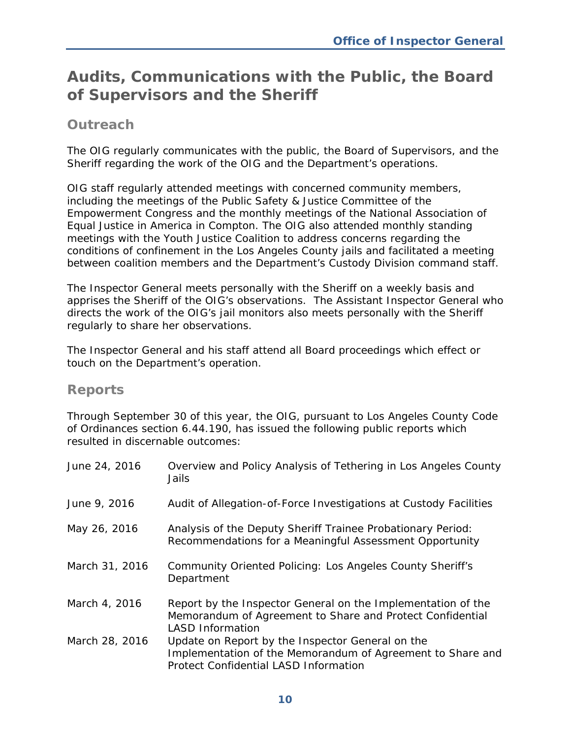# Audits, Communications with the Public, the Board of Supervisors and the Sheriff

## Outreach

The OIG regularly communicates with the public, the Board of Supervisors, and the Sheriff regarding the work of the OIG and the Department's operations.

OIG staff regularly attended meetings with concerned community members, including the meetings of the Public Safety & Justice Committee of the Empowerment Congress and the monthly meetings of the National Association of Equal Justice in America in Compton. The OIG also attended monthly standing meetings with the Youth Justice Coalition to address concerns regarding the conditions of confinement in the Los Angeles County jails and facilitated a meeting between coalition members and the Department's Custody Division command staff.

The Inspector General meets personally with the Sheriff on a weekly basis and apprises the Sheriff of the OIG's observations. The Assistant Inspector General who directs the work of the OIG's jail monitors also meets personally with the Sheriff regularly to share her observations.

The Inspector General and his staff attend all Board proceedings which effect or touch on the Department's operation.

## Reports

Through September 30 of this year, the OIG, pursuant to Los Angeles County Code of Ordinances section 6.44.190, has issued the following public reports which resulted in discernable outcomes:

| | |
|---|---|
| June 24, 2016 | Overview and Policy Analysis of Tethering in Los Angeles County Jails |
| June 9, 2016 | Audit of Allegation-of-Force Investigations at Custody Facilities |
| May 26, 2016 | Analysis of the Deputy Sheriff Trainee Probationary Period: Recommendations for a Meaningful Assessment Opportunity |
| March 31, 2016 | Community Oriented Policing: Los Angeles County Sheriff's Department |
| March 4, 2016 | Report by the Inspector General on the Implementation of the Memorandum of Agreement to Share and Protect Confidential LASD Information |
| March 28, 2016 | Update on Report by the Inspector General on the Implementation of the Memorandum of Agreement to Share and Protect Confidential LASD Information |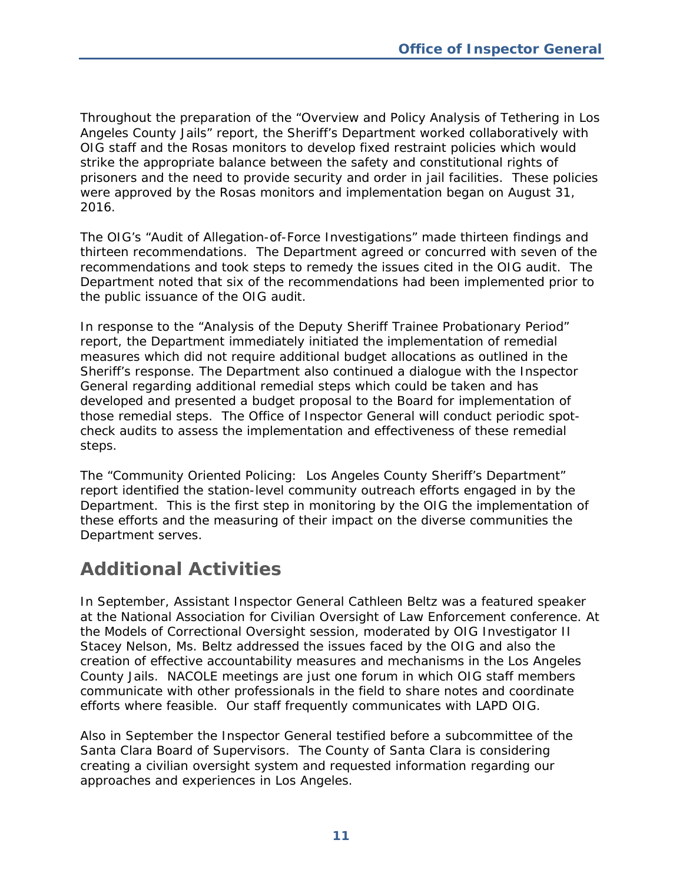Throughout the preparation of the "Overview and Policy Analysis of Tethering in Los Angeles County Jails" report, the Sheriff's Department worked collaboratively with OIG staff and the Rosas monitors to develop fixed restraint policies which would strike the appropriate balance between the safety and constitutional rights of prisoners and the need to provide security and order in jail facilities. These policies were approved by the Rosas monitors and implementation began on August 31, 2016.

The OIG's "Audit of Allegation-of-Force Investigations" made thirteen findings and thirteen recommendations. The Department agreed or concurred with seven of the recommendations and took steps to remedy the issues cited in the OIG audit. The Department noted that six of the recommendations had been implemented prior to the public issuance of the OIG audit.

In response to the "Analysis of the Deputy Sheriff Trainee Probationary Period" report, the Department immediately initiated the implementation of remedial measures which did not require additional budget allocations as outlined in the Sheriff's response. The Department also continued a dialogue with the Inspector General regarding additional remedial steps which could be taken and has developed and presented a budget proposal to the Board for implementation of those remedial steps. The Office of Inspector General will conduct periodic spot-check audits to assess the implementation and effectiveness of these remedial steps.

The "Community Oriented Policing: Los Angeles County Sheriff's Department" report identified the station-level community outreach efforts engaged in by the Department. This is the first step in monitoring by the OIG the implementation of these efforts and the measuring of their impact on the diverse communities the Department serves.

## Additional Activities

In September, Assistant Inspector General Cathleen Beltz was a featured speaker at the National Association for Civilian Oversight of Law Enforcement conference. At the Models of Correctional Oversight session, moderated by OIG Investigator II Stacey Nelson, Ms. Beltz addressed the issues faced by the OIG and also the creation of effective accountability measures and mechanisms in the Los Angeles County Jails. NACOLE meetings are just one forum in which OIG staff members communicate with other professionals in the field to share notes and coordinate efforts where feasible. Our staff frequently communicates with LAPD OIG.

Also in September the Inspector General testified before a subcommittee of the Santa Clara Board of Supervisors. The County of Santa Clara is considering creating a civilian oversight system and requested information regarding our approaches and experiences in Los Angeles.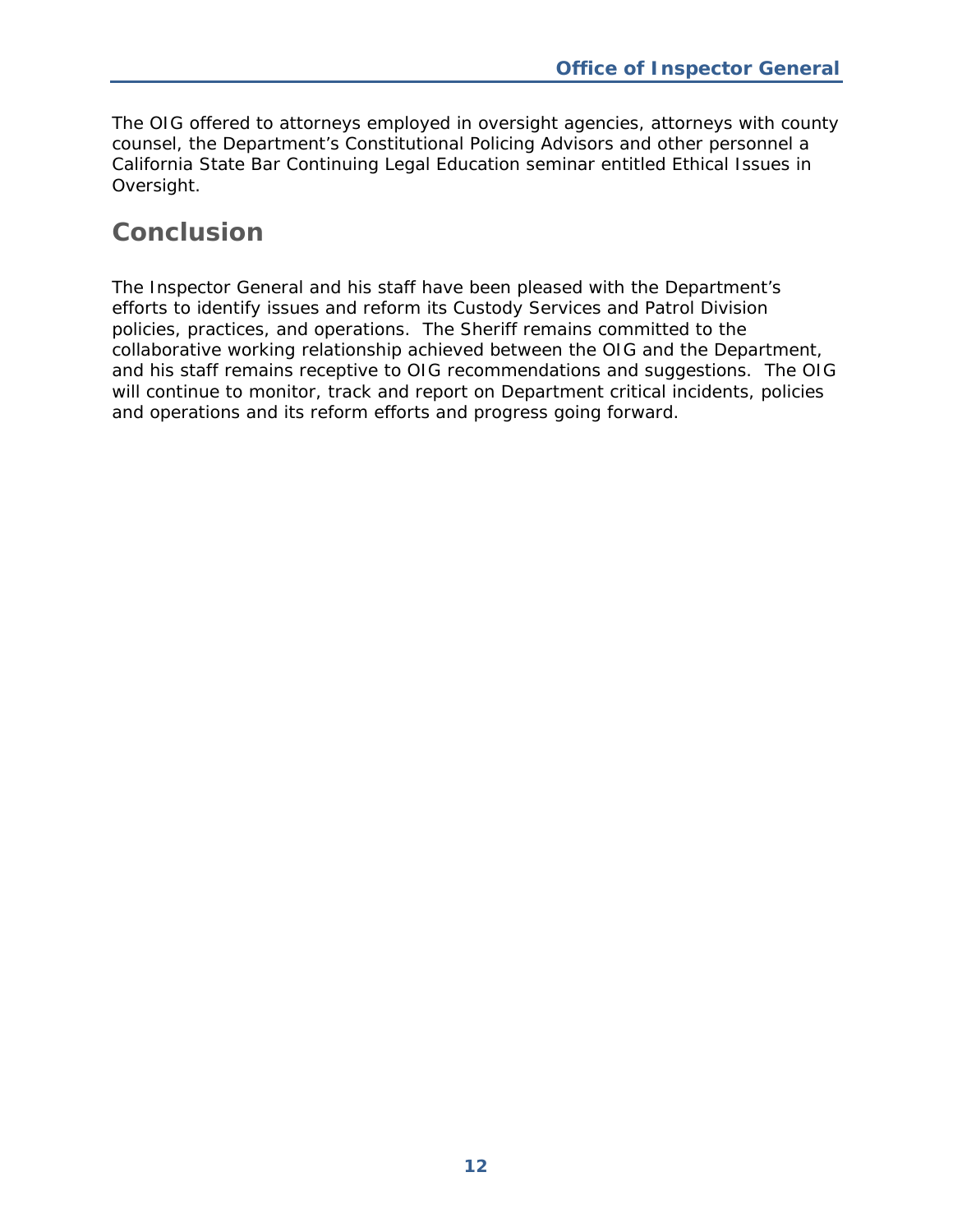The OIG offered to attorneys employed in oversight agencies, attorneys with county counsel, the Department's Constitutional Policing Advisors and other personnel a California State Bar Continuing Legal Education seminar entitled Ethical Issues in Oversight.

## Conclusion

The Inspector General and his staff have been pleased with the Department's efforts to identify issues and reform its Custody Services and Patrol Division policies, practices, and operations. The Sheriff remains committed to the collaborative working relationship achieved between the OIG and the Department, and his staff remains receptive to OIG recommendations and suggestions. The OIG will continue to monitor, track and report on Department critical incidents, policies and operations and its reform efforts and progress going forward.